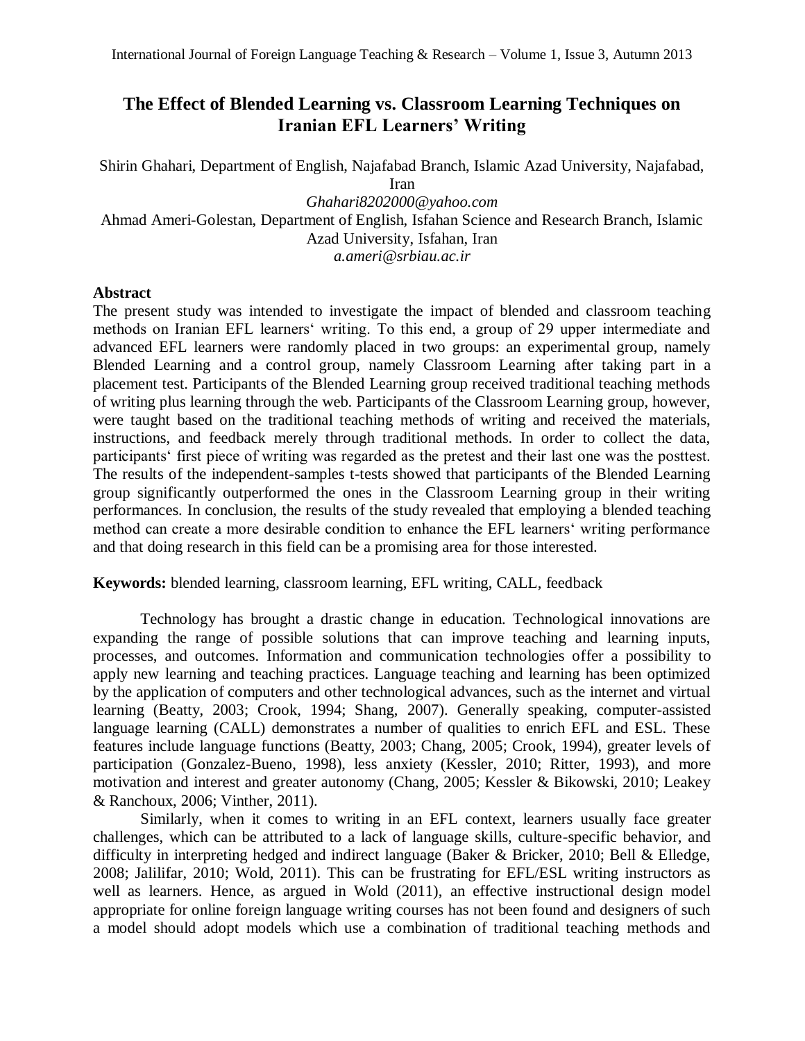# The Effect of Blended Learning vs. Classroom Learning Techniques on Iranian EFL Learners' Writing

Shirin Ghahari, Department of English, Najafabad Branch, Islamic Azad University, Najafabad, Iran
*Ghahari8202000@yahoo.com*
Ahmad Ameri-Golestan, Department of English, Isfahan Science and Research Branch, Islamic Azad University, Isfahan, Iran
*a.ameri@srbiau.ac.ir*

## Abstract

The present study was intended to investigate the impact of blended and classroom teaching methods on Iranian EFL learners' writing. To this end, a group of 29 upper intermediate and advanced EFL learners were randomly placed in two groups: an experimental group, namely Blended Learning and a control group, namely Classroom Learning after taking part in a placement test. Participants of the Blended Learning group received traditional teaching methods of writing plus learning through the web. Participants of the Classroom Learning group, however, were taught based on the traditional teaching methods of writing and received the materials, instructions, and feedback merely through traditional methods. In order to collect the data, participants' first piece of writing was regarded as the pretest and their last one was the posttest. The results of the independent-samples t-tests showed that participants of the Blended Learning group significantly outperformed the ones in the Classroom Learning group in their writing performances. In conclusion, the results of the study revealed that employing a blended teaching method can create a more desirable condition to enhance the EFL learners' writing performance and that doing research in this field can be a promising area for those interested.

**Keywords:** blended learning, classroom learning, EFL writing, CALL, feedback

Technology has brought a drastic change in education. Technological innovations are expanding the range of possible solutions that can improve teaching and learning inputs, processes, and outcomes. Information and communication technologies offer a possibility to apply new learning and teaching practices. Language teaching and learning has been optimized by the application of computers and other technological advances, such as the internet and virtual learning (Beatty, 2003; Crook, 1994; Shang, 2007). Generally speaking, computer-assisted language learning (CALL) demonstrates a number of qualities to enrich EFL and ESL. These features include language functions (Beatty, 2003; Chang, 2005; Crook, 1994), greater levels of participation (Gonzalez-Bueno, 1998), less anxiety (Kessler, 2010; Ritter, 1993), and more motivation and interest and greater autonomy (Chang, 2005; Kessler & Bikowski, 2010; Leakey & Ranchoux, 2006; Vinther, 2011).

Similarly, when it comes to writing in an EFL context, learners usually face greater challenges, which can be attributed to a lack of language skills, culture-specific behavior, and difficulty in interpreting hedged and indirect language (Baker & Bricker, 2010; Bell & Elledge, 2008; Jalilifar, 2010; Wold, 2011). This can be frustrating for EFL/ESL writing instructors as well as learners. Hence, as argued in Wold (2011), an effective instructional design model appropriate for online foreign language writing courses has not been found and designers of such a model should adopt models which use a combination of traditional teaching methods and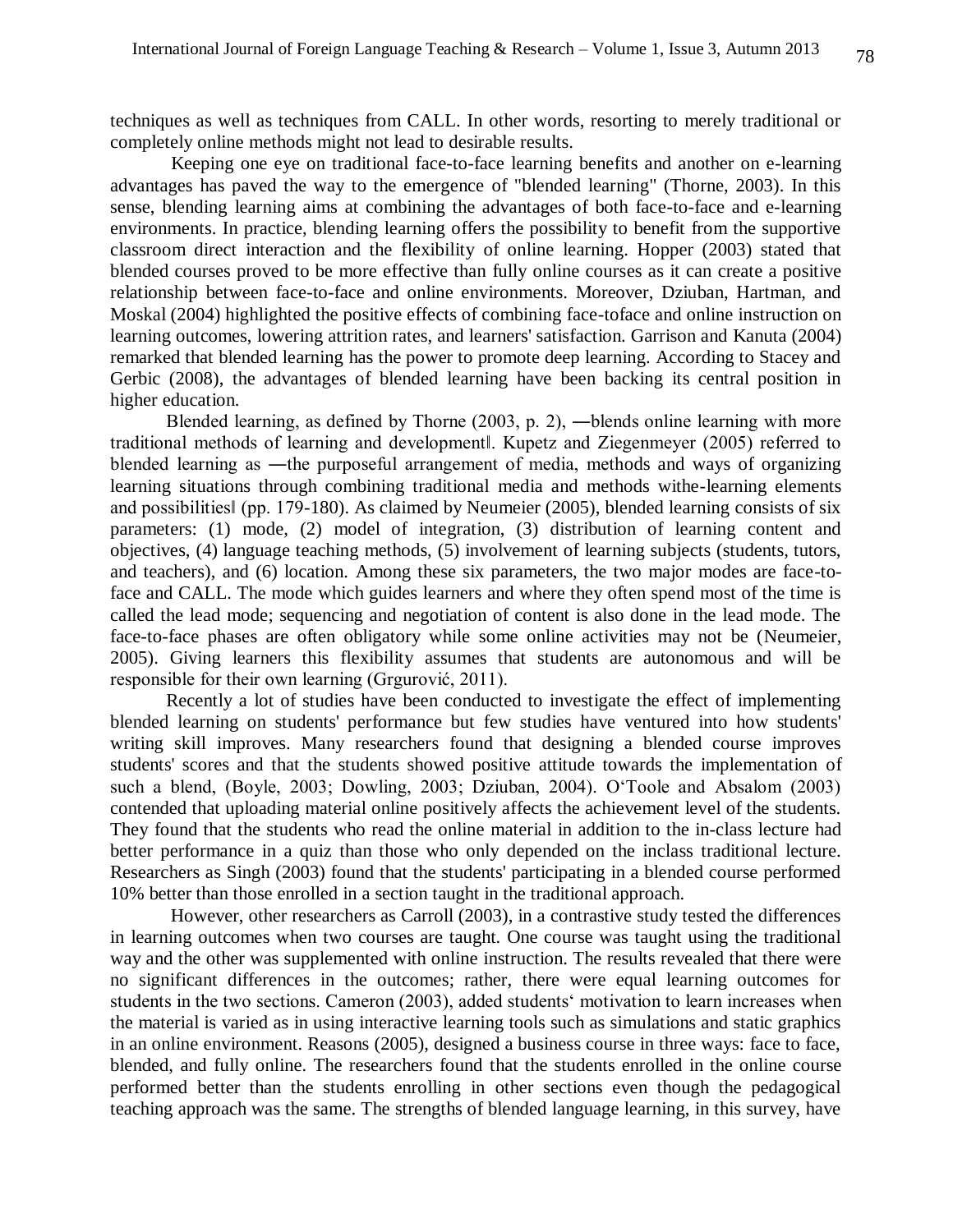techniques as well as techniques from CALL. In other words, resorting to merely traditional or completely online methods might not lead to desirable results.

Keeping one eye on traditional face-to-face learning benefits and another on e-learning advantages has paved the way to the emergence of "blended learning" (Thorne, 2003). In this sense, blending learning aims at combining the advantages of both face-to-face and e-learning environments. In practice, blending learning offers the possibility to benefit from the supportive classroom direct interaction and the flexibility of online learning. Hopper (2003) stated that blended courses proved to be more effective than fully online courses as it can create a positive relationship between face-to-face and online environments. Moreover, Dziuban, Hartman, and Moskal (2004) highlighted the positive effects of combining face-toface and online instruction on learning outcomes, lowering attrition rates, and learners' satisfaction. Garrison and Kanuta (2004) remarked that blended learning has the power to promote deep learning. According to Stacey and Gerbic (2008), the advantages of blended learning have been backing its central position in higher education.

Blended learning, as defined by Thorne (2003, p. 2), ―blends online learning with more traditional methods of learning and development‖. Kupetz and Ziegenmeyer (2005) referred to blended learning as ―the purposeful arrangement of media, methods and ways of organizing learning situations through combining traditional media and methods withe-learning elements and possibilities‖ (pp. 179-180). As claimed by Neumeier (2005), blended learning consists of six parameters: (1) mode, (2) model of integration, (3) distribution of learning content and objectives, (4) language teaching methods, (5) involvement of learning subjects (students, tutors, and teachers), and (6) location. Among these six parameters, the two major modes are face-to-face and CALL. The mode which guides learners and where they often spend most of the time is called the lead mode; sequencing and negotiation of content is also done in the lead mode. The face-to-face phases are often obligatory while some online activities may not be (Neumeier, 2005). Giving learners this flexibility assumes that students are autonomous and will be responsible for their own learning (Grgurović, 2011).

Recently a lot of studies have been conducted to investigate the effect of implementing blended learning on students' performance but few studies have ventured into how students' writing skill improves. Many researchers found that designing a blended course improves students' scores and that the students showed positive attitude towards the implementation of such a blend, (Boyle, 2003; Dowling, 2003; Dziuban, 2004). O'Toole and Absalom (2003) contended that uploading material online positively affects the achievement level of the students. They found that the students who read the online material in addition to the in-class lecture had better performance in a quiz than those who only depended on the inclass traditional lecture. Researchers as Singh (2003) found that the students' participating in a blended course performed 10% better than those enrolled in a section taught in the traditional approach.

However, other researchers as Carroll (2003), in a contrastive study tested the differences in learning outcomes when two courses are taught. One course was taught using the traditional way and the other was supplemented with online instruction. The results revealed that there were no significant differences in the outcomes; rather, there were equal learning outcomes for students in the two sections. Cameron (2003), added students' motivation to learn increases when the material is varied as in using interactive learning tools such as simulations and static graphics in an online environment. Reasons (2005), designed a business course in three ways: face to face, blended, and fully online. The researchers found that the students enrolled in the online course performed better than the students enrolling in other sections even though the pedagogical teaching approach was the same. The strengths of blended language learning, in this survey, have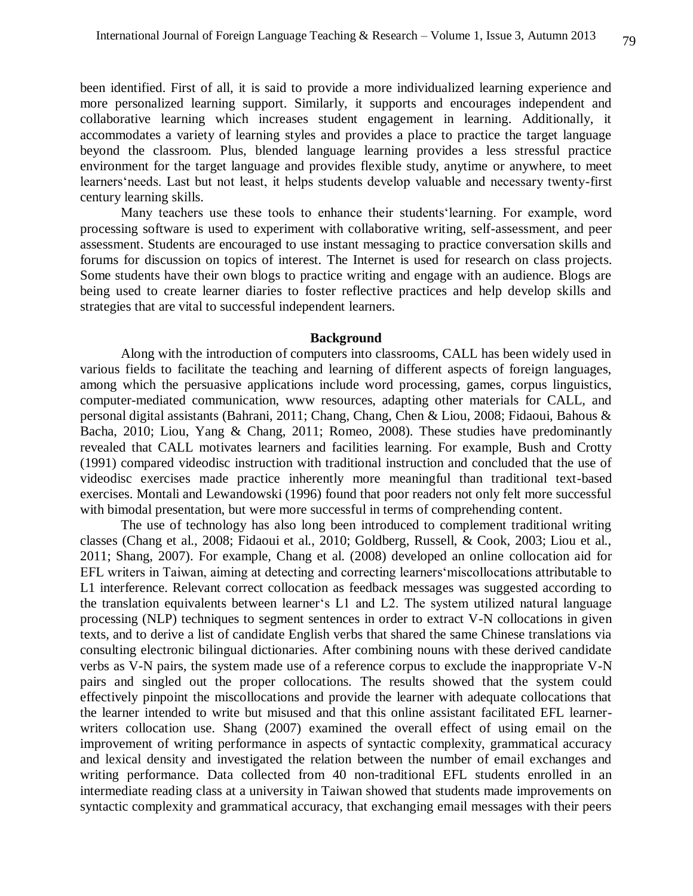been identified. First of all, it is said to provide a more individualized learning experience and more personalized learning support. Similarly, it supports and encourages independent and collaborative learning which increases student engagement in learning. Additionally, it accommodates a variety of learning styles and provides a place to practice the target language beyond the classroom. Plus, blended language learning provides a less stressful practice environment for the target language and provides flexible study, anytime or anywhere, to meet learners'needs. Last but not least, it helps students develop valuable and necessary twenty-first century learning skills.

Many teachers use these tools to enhance their students'learning. For example, word processing software is used to experiment with collaborative writing, self-assessment, and peer assessment. Students are encouraged to use instant messaging to practice conversation skills and forums for discussion on topics of interest. The Internet is used for research on class projects. Some students have their own blogs to practice writing and engage with an audience. Blogs are being used to create learner diaries to foster reflective practices and help develop skills and strategies that are vital to successful independent learners.

## Background

Along with the introduction of computers into classrooms, CALL has been widely used in various fields to facilitate the teaching and learning of different aspects of foreign languages, among which the persuasive applications include word processing, games, corpus linguistics, computer-mediated communication, www resources, adapting other materials for CALL, and personal digital assistants (Bahrani, 2011; Chang, Chang, Chen & Liou, 2008; Fidaoui, Bahous & Bacha, 2010; Liou, Yang & Chang, 2011; Romeo, 2008). These studies have predominantly revealed that CALL motivates learners and facilities learning. For example, Bush and Crotty (1991) compared videodisc instruction with traditional instruction and concluded that the use of videodisc exercises made practice inherently more meaningful than traditional text-based exercises. Montali and Lewandowski (1996) found that poor readers not only felt more successful with bimodal presentation, but were more successful in terms of comprehending content.

The use of technology has also long been introduced to complement traditional writing classes (Chang et al., 2008; Fidaoui et al., 2010; Goldberg, Russell, & Cook, 2003; Liou et al., 2011; Shang, 2007). For example, Chang et al. (2008) developed an online collocation aid for EFL writers in Taiwan, aiming at detecting and correcting learners'miscollocations attributable to L1 interference. Relevant correct collocation as feedback messages was suggested according to the translation equivalents between learner's L1 and L2. The system utilized natural language processing (NLP) techniques to segment sentences in order to extract V-N collocations in given texts, and to derive a list of candidate English verbs that shared the same Chinese translations via consulting electronic bilingual dictionaries. After combining nouns with these derived candidate verbs as V-N pairs, the system made use of a reference corpus to exclude the inappropriate V-N pairs and singled out the proper collocations. The results showed that the system could effectively pinpoint the miscollocations and provide the learner with adequate collocations that the learner intended to write but misused and that this online assistant facilitated EFL learner-writers collocation use. Shang (2007) examined the overall effect of using email on the improvement of writing performance in aspects of syntactic complexity, grammatical accuracy and lexical density and investigated the relation between the number of email exchanges and writing performance. Data collected from 40 non-traditional EFL students enrolled in an intermediate reading class at a university in Taiwan showed that students made improvements on syntactic complexity and grammatical accuracy, that exchanging email messages with their peers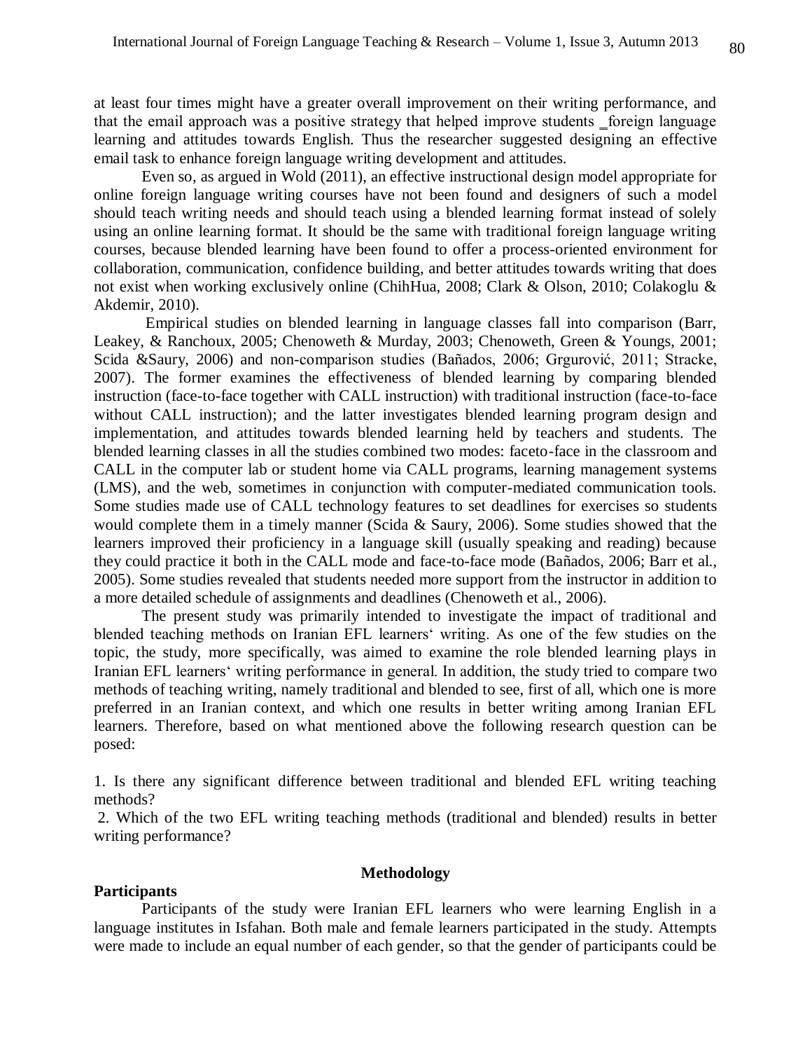at least four times might have a greater overall improvement on their writing performance, and that the email approach was a positive strategy that helped improve students ‗foreign language learning and attitudes towards English. Thus the researcher suggested designing an effective email task to enhance foreign language writing development and attitudes.

Even so, as argued in Wold (2011), an effective instructional design model appropriate for online foreign language writing courses have not been found and designers of such a model should teach writing needs and should teach using a blended learning format instead of solely using an online learning format. It should be the same with traditional foreign language writing courses, because blended learning have been found to offer a process-oriented environment for collaboration, communication, confidence building, and better attitudes towards writing that does not exist when working exclusively online (ChihHua, 2008; Clark & Olson, 2010; Colakoglu & Akdemir, 2010).

Empirical studies on blended learning in language classes fall into comparison (Barr, Leakey, & Ranchoux, 2005; Chenoweth & Murday, 2003; Chenoweth, Green & Youngs, 2001; Scida &Saury, 2006) and non-comparison studies (Bañados, 2006; Grgurović, 2011; Stracke, 2007). The former examines the effectiveness of blended learning by comparing blended instruction (face-to-face together with CALL instruction) with traditional instruction (face-to-face without CALL instruction); and the latter investigates blended learning program design and implementation, and attitudes towards blended learning held by teachers and students. The blended learning classes in all the studies combined two modes: faceto-face in the classroom and CALL in the computer lab or student home via CALL programs, learning management systems (LMS), and the web, sometimes in conjunction with computer-mediated communication tools. Some studies made use of CALL technology features to set deadlines for exercises so students would complete them in a timely manner (Scida & Saury, 2006). Some studies showed that the learners improved their proficiency in a language skill (usually speaking and reading) because they could practice it both in the CALL mode and face-to-face mode (Bañados, 2006; Barr et al., 2005). Some studies revealed that students needed more support from the instructor in addition to a more detailed schedule of assignments and deadlines (Chenoweth et al., 2006).

The present study was primarily intended to investigate the impact of traditional and blended teaching methods on Iranian EFL learners‘ writing. As one of the few studies on the topic, the study, more specifically, was aimed to examine the role blended learning plays in Iranian EFL learners‘ writing performance in general. In addition, the study tried to compare two methods of teaching writing, namely traditional and blended to see, first of all, which one is more preferred in an Iranian context, and which one results in better writing among Iranian EFL learners. Therefore, based on what mentioned above the following research question can be posed:

1. Is there any significant difference between traditional and blended EFL writing teaching methods?
2. Which of the two EFL writing teaching methods (traditional and blended) results in better writing performance?

## Methodology

### Participants

Participants of the study were Iranian EFL learners who were learning English in a language institutes in Isfahan. Both male and female learners participated in the study. Attempts were made to include an equal number of each gender, so that the gender of participants could be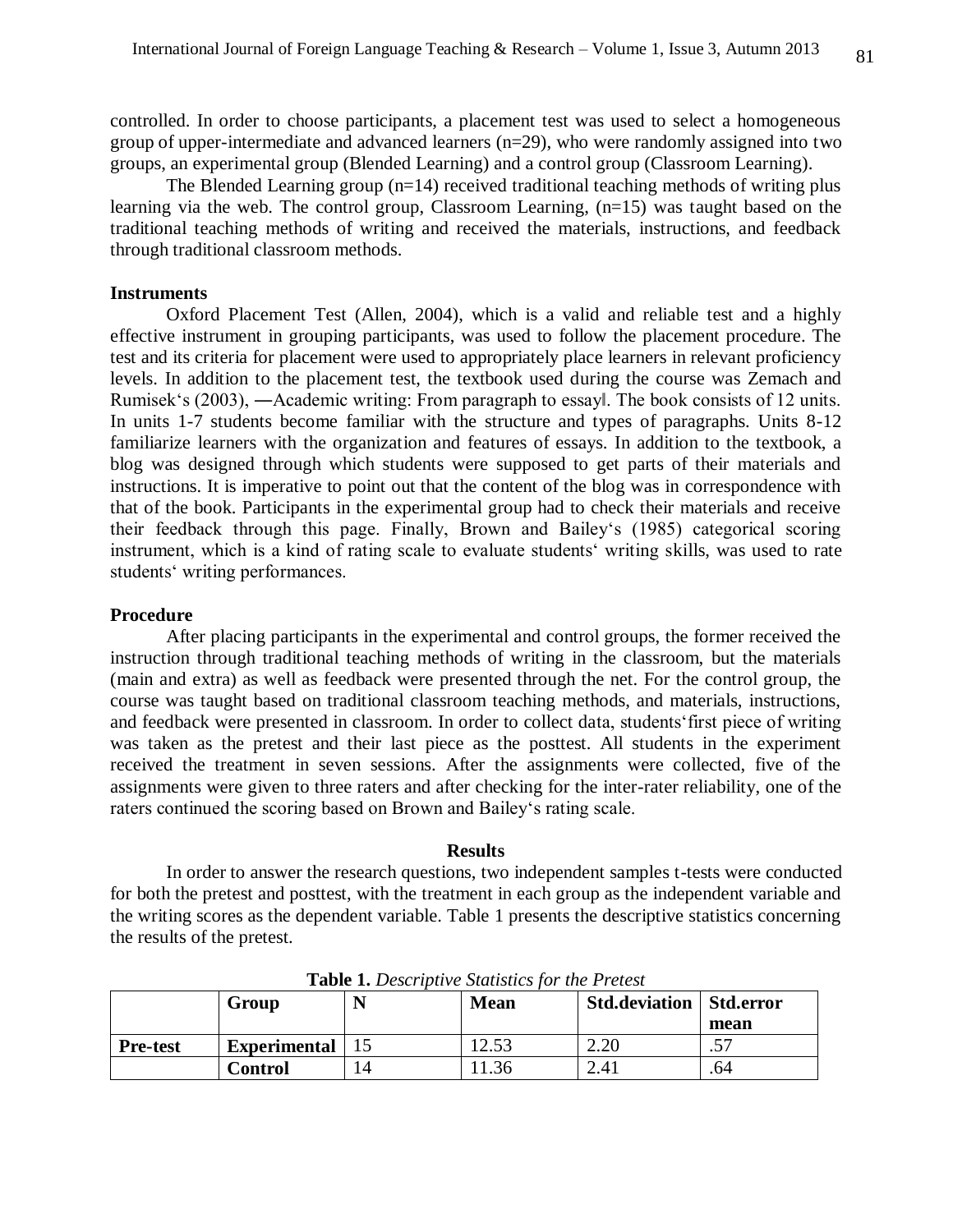controlled. In order to choose participants, a placement test was used to select a homogeneous group of upper-intermediate and advanced learners (n=29), who were randomly assigned into two groups, an experimental group (Blended Learning) and a control group (Classroom Learning).

The Blended Learning group (n=14) received traditional teaching methods of writing plus learning via the web. The control group, Classroom Learning, (n=15) was taught based on the traditional teaching methods of writing and received the materials, instructions, and feedback through traditional classroom methods.

### Instruments

Oxford Placement Test (Allen, 2004), which is a valid and reliable test and a highly effective instrument in grouping participants, was used to follow the placement procedure. The test and its criteria for placement were used to appropriately place learners in relevant proficiency levels. In addition to the placement test, the textbook used during the course was Zemach and Rumisek's (2003), ―Academic writing: From paragraph to essay‖. The book consists of 12 units. In units 1-7 students become familiar with the structure and types of paragraphs. Units 8-12 familiarize learners with the organization and features of essays. In addition to the textbook, a blog was designed through which students were supposed to get parts of their materials and instructions. It is imperative to point out that the content of the blog was in correspondence with that of the book. Participants in the experimental group had to check their materials and receive their feedback through this page. Finally, Brown and Bailey's (1985) categorical scoring instrument, which is a kind of rating scale to evaluate students' writing skills, was used to rate students' writing performances.

### Procedure

After placing participants in the experimental and control groups, the former received the instruction through traditional teaching methods of writing in the classroom, but the materials (main and extra) as well as feedback were presented through the net. For the control group, the course was taught based on traditional classroom teaching methods, and materials, instructions, and feedback were presented in classroom. In order to collect data, students'first piece of writing was taken as the pretest and their last piece as the posttest. All students in the experiment received the treatment in seven sessions. After the assignments were collected, five of the assignments were given to three raters and after checking for the inter-rater reliability, one of the raters continued the scoring based on Brown and Bailey's rating scale.

## Results

In order to answer the research questions, two independent samples t-tests were conducted for both the pretest and posttest, with the treatment in each group as the independent variable and the writing scores as the dependent variable. Table 1 presents the descriptive statistics concerning the results of the pretest.

**Table 1.** *Descriptive Statistics for the Pretest*

| | Group | N | Mean | Std.deviation | Std.error mean |
|---|---|---|---|---|---|
| **Pre-test** | **Experimental** | 15 | 12.53 | 2.20 | .57 |
| | **Control** | 14 | 11.36 | 2.41 | .64 |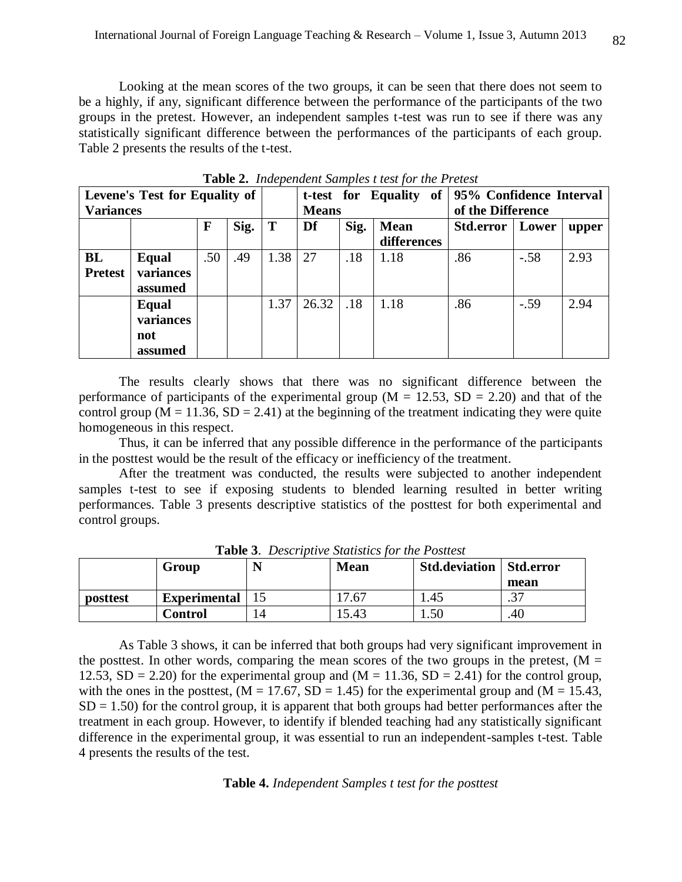Looking at the mean scores of the two groups, it can be seen that there does not seem to be a highly, if any, significant difference between the performance of the participants of the two groups in the pretest. However, an independent samples t-test was run to see if there was any statistically significant difference between the performances of the participants of each group. Table 2 presents the results of the t-test.

**Table 2.** *Independent Samples t test for the Pretest*

| **Levene's Test for Equality of Variances** | | | | | **t-test for Equality of Means** | | | **95% Confidence Interval of the Difference** | | |
|---|---|---|---|---|---|---|---|---|---|---|
| | | **F** | **Sig.** | **T** | **Df** | **Sig.** | **Mean differences** | **Std.error** | **Lower** | **upper** |
| **BL Pretest** | **Equal variances assumed** | .50 | .49 | 1.38 | 27 | .18 | 1.18 | .86 | -.58 | 2.93 |
| | **Equal variances not assumed** | | | 1.37 | 26.32 | .18 | 1.18 | .86 | -.59 | 2.94 |

The results clearly shows that there was no significant difference between the performance of participants of the experimental group ($M = 12.53$, $SD = 2.20$) and that of the control group ($M = 11.36$, $SD = 2.41$) at the beginning of the treatment indicating they were quite homogeneous in this respect.

Thus, it can be inferred that any possible difference in the performance of the participants in the posttest would be the result of the efficacy or inefficiency of the treatment.

After the treatment was conducted, the results were subjected to another independent samples t-test to see if exposing students to blended learning resulted in better writing performances. Table 3 presents descriptive statistics of the posttest for both experimental and control groups.

**Table 3**. *Descriptive Statistics for the Posttest*

| | **Group** | **N** | **Mean** | **Std.deviation** | **Std.error mean** |
|---|---|---|---|---|---|
| **posttest** | **Experimental** | 15 | 17.67 | 1.45 | .37 |
| | **Control** | 14 | 15.43 | 1.50 | .40 |

As Table 3 shows, it can be inferred that both groups had very significant improvement in the posttest. In other words, comparing the mean scores of the two groups in the pretest, ($M = 12.53$, $SD = 2.20$) for the experimental group and ($M = 11.36$, $SD = 2.41$) for the control group, with the ones in the posttest, ($M = 17.67$, $SD = 1.45$) for the experimental group and ($M = 15.43$, $SD = 1.50$) for the control group, it is apparent that both groups had better performances after the treatment in each group. However, to identify if blended teaching had any statistically significant difference in the experimental group, it was essential to run an independent-samples t-test. Table 4 presents the results of the test.

**Table 4.** *Independent Samples t test for the posttest*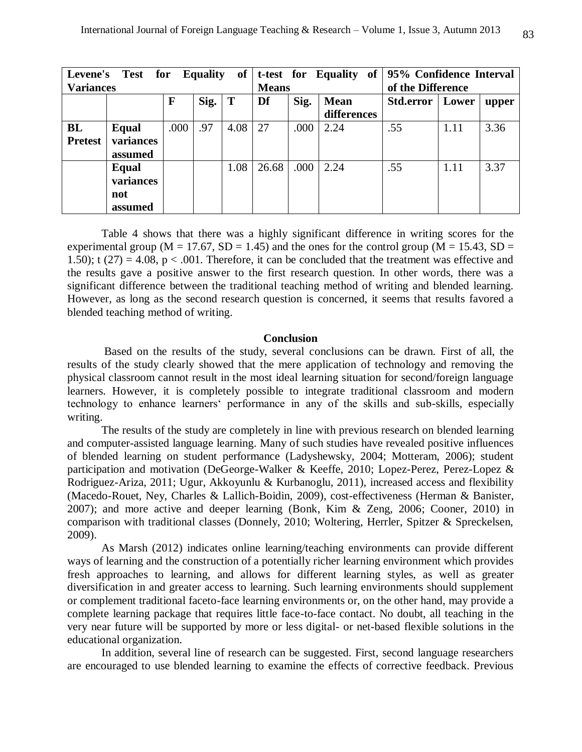| Levene's Test for Equality of Variances | | | | | t-test for Equality of Means | | | 95% Confidence Interval of the Difference | | |
|---|---|---|---|---|---|---|---|---|---|---|
| | | F | Sig. | T | Df | Sig. | Mean differences | Std.error | Lower | upper |
| **BL Pretest** | **Equal variances assumed** | .000 | .97 | 4.08 | 27 | .000 | 2.24 | .55 | 1.11 | 3.36 |
| | **Equal variances not assumed** | | | 1.08 | 26.68 | .000 | 2.24 | .55 | 1.11 | 3.37 |

Table 4 shows that there was a highly significant difference in writing scores for the experimental group ($M = 17.67$, $SD = 1.45$) and the ones for the control group ($M = 15.43$, $SD = 1.50$); $t(27) = 4.08$, $p < .001$. Therefore, it can be concluded that the treatment was effective and the results gave a positive answer to the first research question. In other words, there was a significant difference between the traditional teaching method of writing and blended learning. However, as long as the second research question is concerned, it seems that results favored a blended teaching method of writing.

## Conclusion

Based on the results of the study, several conclusions can be drawn. First of all, the results of the study clearly showed that the mere application of technology and removing the physical classroom cannot result in the most ideal learning situation for second/foreign language learners. However, it is completely possible to integrate traditional classroom and modern technology to enhance learners' performance in any of the skills and sub-skills, especially writing.

The results of the study are completely in line with previous research on blended learning and computer-assisted language learning. Many of such studies have revealed positive influences of blended learning on student performance (Ladyshewsky, 2004; Motteram, 2006); student participation and motivation (DeGeorge-Walker & Keeffe, 2010; Lopez-Perez, Perez-Lopez & Rodriguez-Ariza, 2011; Ugur, Akkoyunlu & Kurbanoglu, 2011), increased access and flexibility (Macedo-Rouet, Ney, Charles & Lallich-Boidin, 2009), cost-effectiveness (Herman & Banister, 2007); and more active and deeper learning (Bonk, Kim & Zeng, 2006; Cooner, 2010) in comparison with traditional classes (Donnely, 2010; Woltering, Herrler, Spitzer & Spreckelsen, 2009).

As Marsh (2012) indicates online learning/teaching environments can provide different ways of learning and the construction of a potentially richer learning environment which provides fresh approaches to learning, and allows for different learning styles, as well as greater diversification in and greater access to learning. Such learning environments should supplement or complement traditional faceto-face learning environments or, on the other hand, may provide a complete learning package that requires little face-to-face contact. No doubt, all teaching in the very near future will be supported by more or less digital- or net-based flexible solutions in the educational organization.

In addition, several line of research can be suggested. First, second language researchers are encouraged to use blended learning to examine the effects of corrective feedback. Previous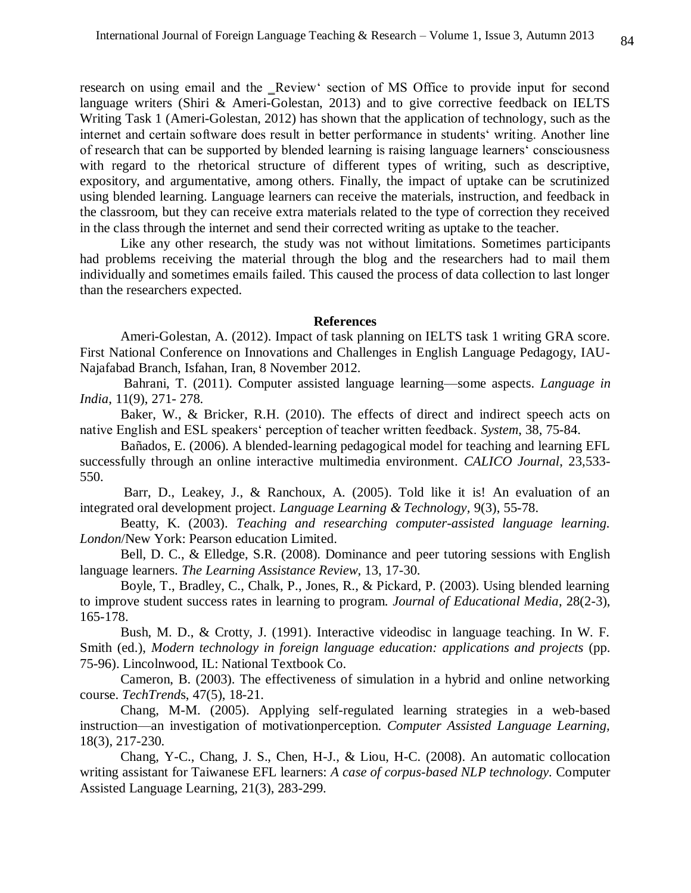research on using email and the ‗Review' section of MS Office to provide input for second language writers (Shiri & Ameri-Golestan, 2013) and to give corrective feedback on IELTS Writing Task 1 (Ameri-Golestan, 2012) has shown that the application of technology, such as the internet and certain software does result in better performance in students' writing. Another line of research that can be supported by blended learning is raising language learners' consciousness with regard to the rhetorical structure of different types of writing, such as descriptive, expository, and argumentative, among others. Finally, the impact of uptake can be scrutinized using blended learning. Language learners can receive the materials, instruction, and feedback in the classroom, but they can receive extra materials related to the type of correction they received in the class through the internet and send their corrected writing as uptake to the teacher.

Like any other research, the study was not without limitations. Sometimes participants had problems receiving the material through the blog and the researchers had to mail them individually and sometimes emails failed. This caused the process of data collection to last longer than the researchers expected.

## References

Ameri-Golestan, A. (2012). Impact of task planning on IELTS task 1 writing GRA score. First National Conference on Innovations and Challenges in English Language Pedagogy, IAU-Najafabad Branch, Isfahan, Iran, 8 November 2012.

Bahrani, T. (2011). Computer assisted language learning—some aspects. *Language in India*, 11(9), 271- 278.

Baker, W., & Bricker, R.H. (2010). The effects of direct and indirect speech acts on native English and ESL speakers' perception of teacher written feedback. *System*, 38, 75-84.

Bañados, E. (2006). A blended-learning pedagogical model for teaching and learning EFL successfully through an online interactive multimedia environment. *CALICO Journal*, 23,533-550.

Barr, D., Leakey, J., & Ranchoux, A. (2005). Told like it is! An evaluation of an integrated oral development project. *Language Learning & Technology*, 9(3), 55-78.

Beatty, K. (2003). *Teaching and researching computer-assisted language learning. London*/New York: Pearson education Limited.

Bell, D. C., & Elledge, S.R. (2008). Dominance and peer tutoring sessions with English language learners. *The Learning Assistance Review*, 13, 17-30.

Boyle, T., Bradley, C., Chalk, P., Jones, R., & Pickard, P. (2003). Using blended learning to improve student success rates in learning to program. *Journal of Educational Media*, 28(2-3), 165-178.

Bush, M. D., & Crotty, J. (1991). Interactive videodisc in language teaching. In W. F. Smith (ed.), *Modern technology in foreign language education: applications and projects* (pp. 75-96). Lincolnwood, IL: National Textbook Co.

Cameron, B. (2003). The effectiveness of simulation in a hybrid and online networking course. *TechTrends*, 47(5), 18-21.

Chang, M-M. (2005). Applying self-regulated learning strategies in a web-based instruction—an investigation of motivationperception. *Computer Assisted Language Learning*, 18(3), 217-230.

Chang, Y-C., Chang, J. S., Chen, H-J., & Liou, H-C. (2008). An automatic collocation writing assistant for Taiwanese EFL learners: *A case of corpus-based NLP technology*. Computer Assisted Language Learning, 21(3), 283-299.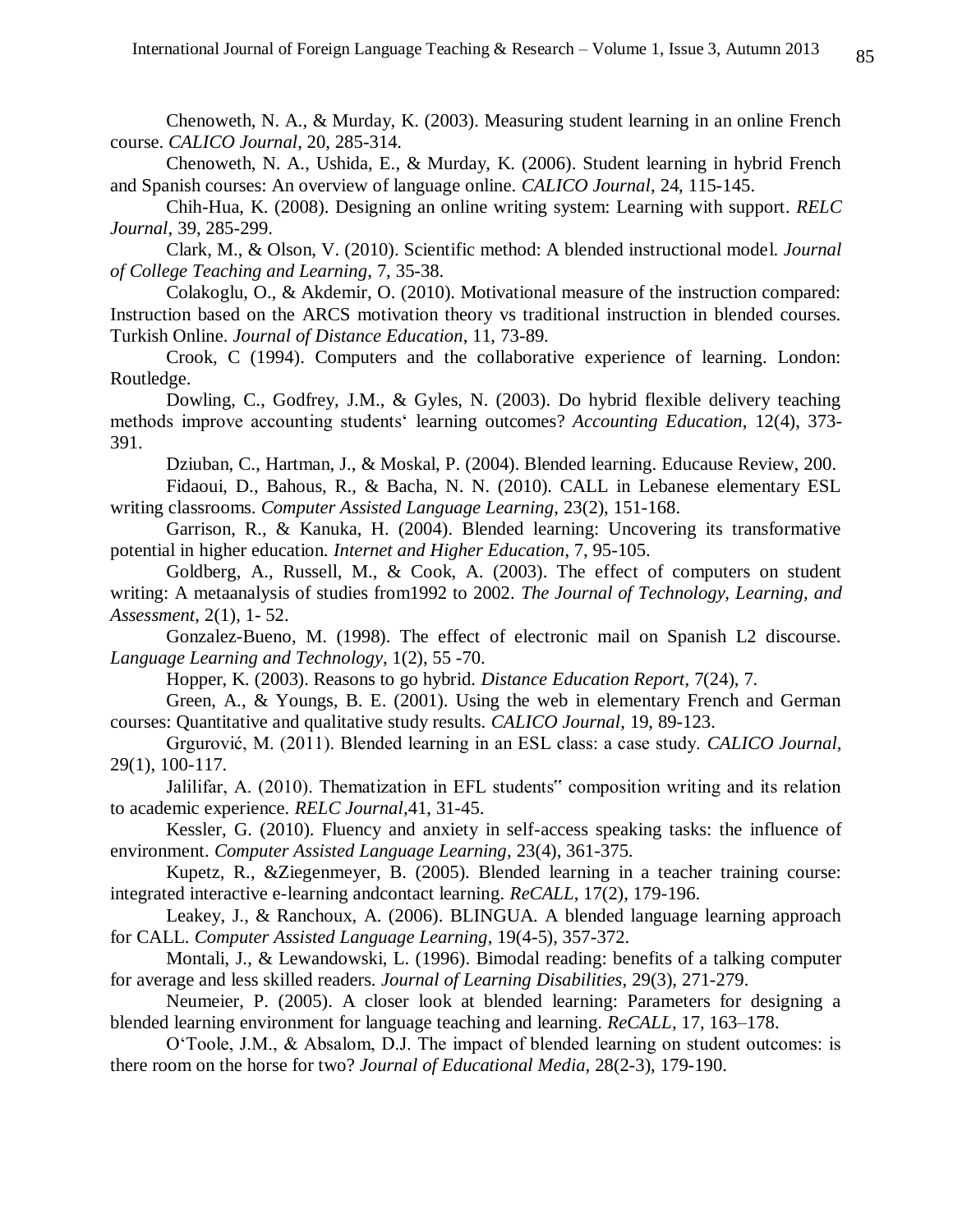Chenoweth, N. A., & Murday, K. (2003). Measuring student learning in an online French course. *CALICO Journal*, 20, 285-314.

Chenoweth, N. A., Ushida, E., & Murday, K. (2006). Student learning in hybrid French and Spanish courses: An overview of language online. *CALICO Journal*, 24, 115-145.

Chih-Hua, K. (2008). Designing an online writing system: Learning with support. *RELC Journal*, 39, 285-299.

Clark, M., & Olson, V. (2010). Scientific method: A blended instructional model. *Journal of College Teaching and Learning*, 7, 35-38.

Colakoglu, O., & Akdemir, O. (2010). Motivational measure of the instruction compared: Instruction based on the ARCS motivation theory vs traditional instruction in blended courses. Turkish Online. *Journal of Distance Education*, 11, 73-89.

Crook, C (1994). Computers and the collaborative experience of learning. London: Routledge.

Dowling, C., Godfrey, J.M., & Gyles, N. (2003). Do hybrid flexible delivery teaching methods improve accounting students' learning outcomes? *Accounting Education*, 12(4), 373-391.

Dziuban, C., Hartman, J., & Moskal, P. (2004). Blended learning. Educause Review, 200.

Fidaoui, D., Bahous, R., & Bacha, N. N. (2010). CALL in Lebanese elementary ESL writing classrooms. *Computer Assisted Language Learning*, 23(2), 151-168.

Garrison, R., & Kanuka, H. (2004). Blended learning: Uncovering its transformative potential in higher education. *Internet and Higher Education*, 7, 95-105.

Goldberg, A., Russell, M., & Cook, A. (2003). The effect of computers on student writing: A metaanalysis of studies from1992 to 2002. *The Journal of Technology, Learning, and Assessment*, 2(1), 1- 52.

Gonzalez-Bueno, M. (1998). The effect of electronic mail on Spanish L2 discourse. *Language Learning and Technology*, 1(2), 55 -70.

Hopper, K. (2003). Reasons to go hybrid. *Distance Education Report*, 7(24), 7.

Green, A., & Youngs, B. E. (2001). Using the web in elementary French and German courses: Quantitative and qualitative study results. *CALICO Journal*, 19, 89-123.

Grgurović, M. (2011). Blended learning in an ESL class: a case study. *CALICO Journal*, 29(1), 100-117.

Jalilifar, A. (2010). Thematization in EFL students" composition writing and its relation to academic experience. *RELC Journal*,41, 31-45.

Kessler, G. (2010). Fluency and anxiety in self-access speaking tasks: the influence of environment. *Computer Assisted Language Learning*, 23(4), 361-375.

Kupetz, R., &Ziegenmeyer, B. (2005). Blended learning in a teacher training course: integrated interactive e-learning andcontact learning. *ReCALL*, 17(2), 179-196.

Leakey, J., & Ranchoux, A. (2006). BLINGUA. A blended language learning approach for CALL. *Computer Assisted Language Learning*, 19(4-5), 357-372.

Montali, J., & Lewandowski, L. (1996). Bimodal reading: benefits of a talking computer for average and less skilled readers. *Journal of Learning Disabilities*, 29(3), 271-279.

Neumeier, P. (2005). A closer look at blended learning: Parameters for designing a blended learning environment for language teaching and learning. *ReCALL*, 17, 163–178.

O'Toole, J.M., & Absalom, D.J. The impact of blended learning on student outcomes: is there room on the horse for two? *Journal of Educational Media*, 28(2-3), 179-190.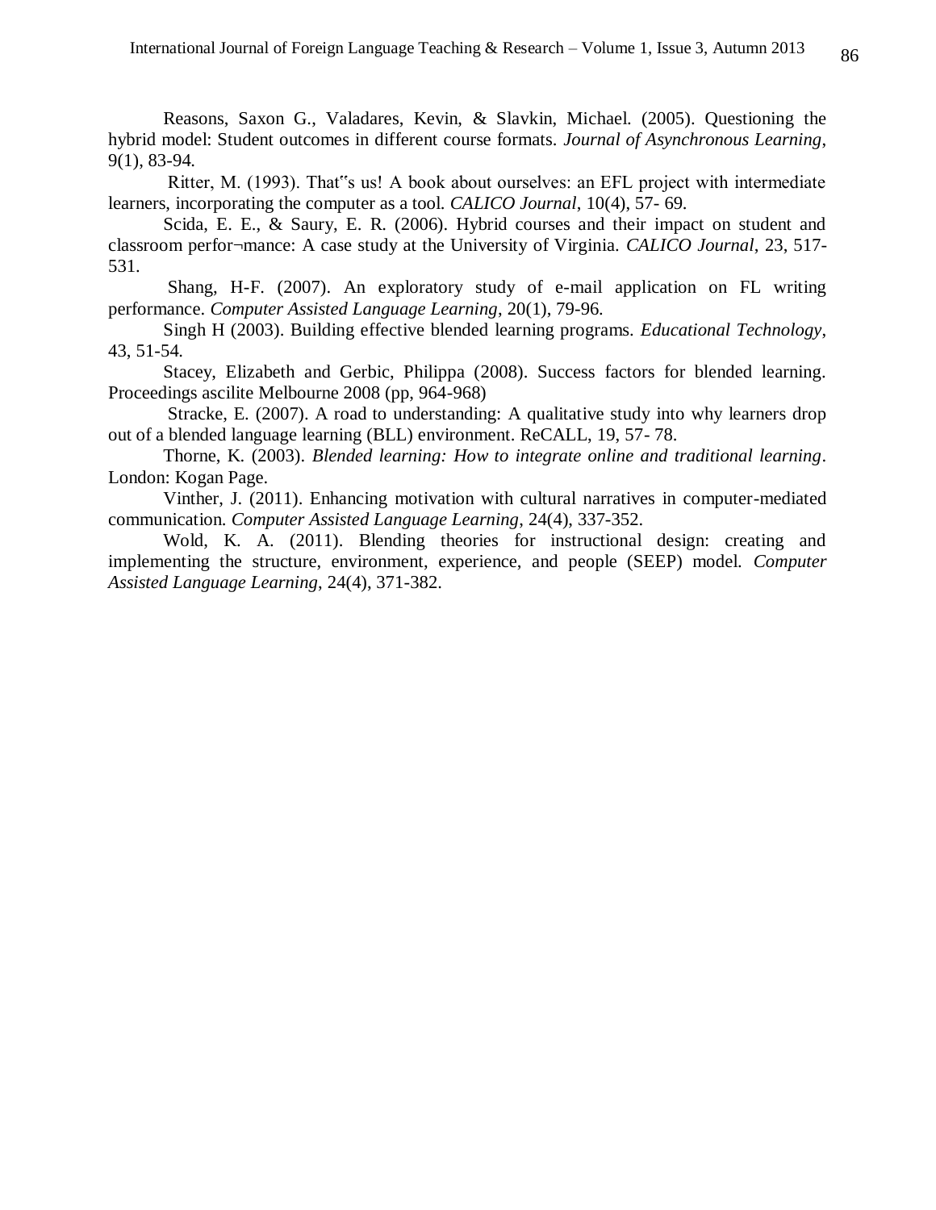Reasons, Saxon G., Valadares, Kevin, & Slavkin, Michael. (2005). Questioning the hybrid model: Student outcomes in different course formats. *Journal of Asynchronous Learning*, 9(1), 83-94.

Ritter, M. (1993). That‟s us! A book about ourselves: an EFL project with intermediate learners, incorporating the computer as a tool. *CALICO Journal*, 10(4), 57- 69.

Scida, E. E., & Saury, E. R. (2006). Hybrid courses and their impact on student and classroom perfor¬mance: A case study at the University of Virginia. *CALICO Journal*, 23, 517-531.

Shang, H-F. (2007). An exploratory study of e-mail application on FL writing performance. *Computer Assisted Language Learning*, 20(1), 79-96.

Singh H (2003). Building effective blended learning programs. *Educational Technology*, 43, 51-54.

Stacey, Elizabeth and Gerbic, Philippa (2008). Success factors for blended learning. Proceedings ascilite Melbourne 2008 (pp, 964-968)

Stracke, E. (2007). A road to understanding: A qualitative study into why learners drop out of a blended language learning (BLL) environment. ReCALL, 19, 57- 78.

Thorne, K. (2003). *Blended learning: How to integrate online and traditional learning*. London: Kogan Page.

Vinther, J. (2011). Enhancing motivation with cultural narratives in computer-mediated communication. *Computer Assisted Language Learning*, 24(4), 337-352.

Wold, K. A. (2011). Blending theories for instructional design: creating and implementing the structure, environment, experience, and people (SEEP) model. *Computer Assisted Language Learning*, 24(4), 371-382.